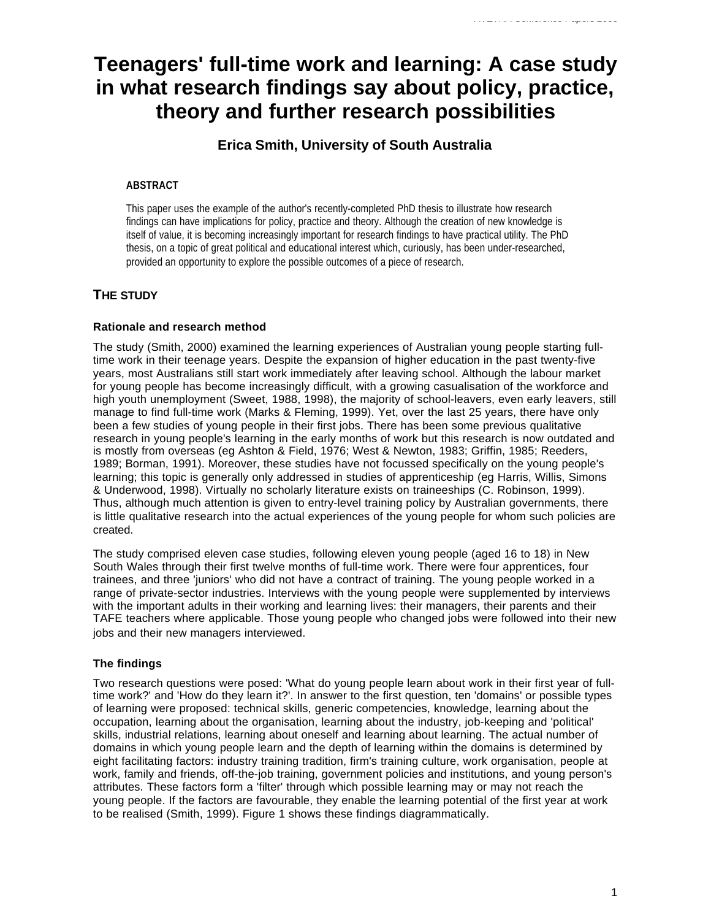# Teenagers' full-time work and learning: A case study in what research findings say about policy, practice, theory and further research possibilities

### Erica Smith, University of South Australia

#### ABSTRACT

This paper uses the example of the author's recently-completed PhD thesis to illustrate how research findings can have implications for policy, practice and theory. Although the creation of new knowledge is itself of value, it is becoming increasingly important for research findings to have practical utility. The PhD thesis, on a topic of great political and educational interest which, curiously, has been under-researched, provided an opportunity to explore the possible outcomes of a piece of research.

## THE STUDY

### Rationale and research method

The study (Smith, 2000) examined the learning experiences of Australian young people starting full-time work in their teenage years. Despite the expansion of higher education in the past twenty-five years, most Australians still start work immediately after leaving school. Although the labour market for young people has become increasingly difficult, with a growing casualisation of the workforce and high youth unemployment (Sweet, 1988, 1998), the majority of school-leavers, even early leavers, still manage to find full-time work (Marks & Fleming, 1999). Yet, over the last 25 years, there have only been a few studies of young people in their first jobs. There has been some previous qualitative research in young people's learning in the early months of work but this research is now outdated and is mostly from overseas (eg Ashton & Field, 1976; West & Newton, 1983; Griffin, 1985; Reeders, 1989; Borman, 1991). Moreover, these studies have not focussed specifically on the young people's learning; this topic is generally only addressed in studies of apprenticeship (eg Harris, Willis, Simons & Underwood, 1998). Virtually no scholarly literature exists on traineeships (C. Robinson, 1999). Thus, although much attention is given to entry-level training policy by Australian governments, there is little qualitative research into the actual experiences of the young people for whom such policies are created.

The study comprised eleven case studies, following eleven young people (aged 16 to 18) in New South Wales through their first twelve months of full-time work. There were four apprentices, four trainees, and three 'juniors' who did not have a contract of training. The young people worked in a range of private-sector industries. Interviews with the young people were supplemented by interviews with the important adults in their working and learning lives: their managers, their parents and their TAFE teachers where applicable. Those young people who changed jobs were followed into their new jobs and their new managers interviewed.

### The findings

Two research questions were posed: 'What do young people learn about work in their first year of full-time work?' and 'How do they learn it?'. In answer to the first question, ten 'domains' or possible types of learning were proposed: technical skills, generic competencies, knowledge, learning about the occupation, learning about the organisation, learning about the industry, job-keeping and 'political' skills, industrial relations, learning about oneself and learning about learning. The actual number of domains in which young people learn and the depth of learning within the domains is determined by eight facilitating factors: industry training tradition, firm's training culture, work organisation, people at work, family and friends, off-the-job training, government policies and institutions, and young person's attributes. These factors form a 'filter' through which possible learning may or may not reach the young people. If the factors are favourable, they enable the learning potential of the first year at work to be realised (Smith, 1999). Figure 1 shows these findings diagrammatically.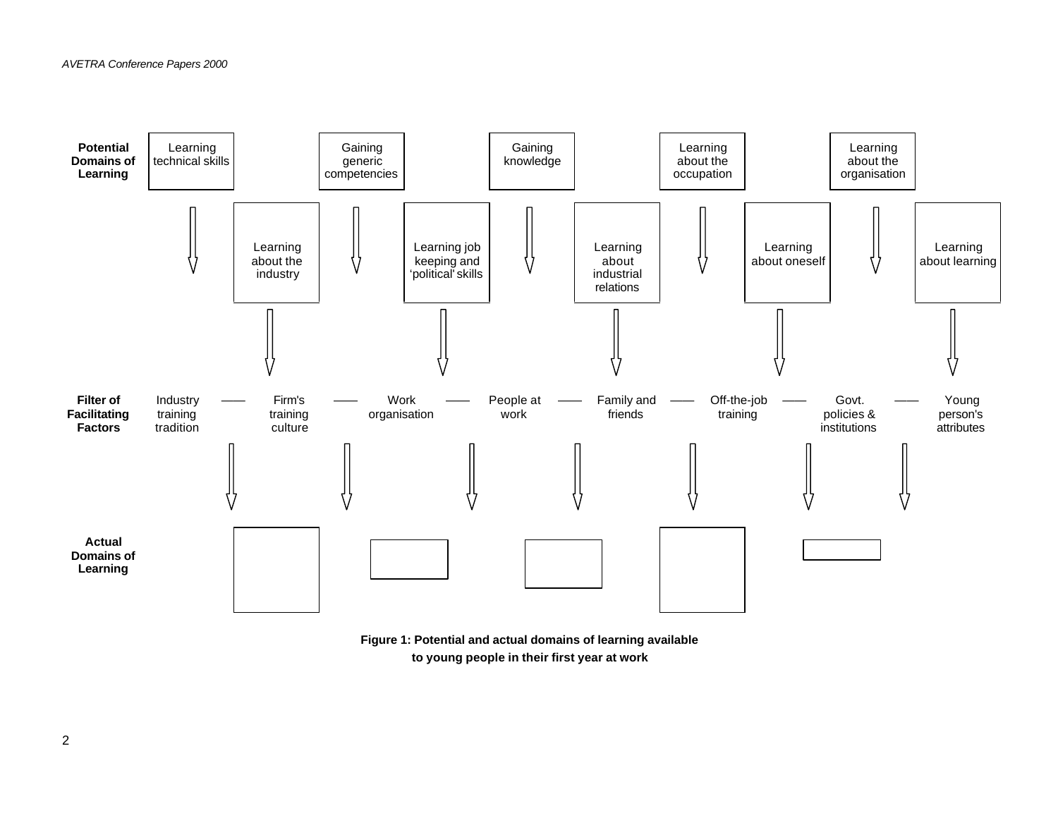**Potential Domains of Learning**

- Learning technical skills
- Learning about the industry
- Gaining generic competencies
- Learning job keeping and 'political' skills
- Gaining knowledge
- Learning about industrial relations
- Learning about the occupation
- Learning about oneself
- Learning about the organisation
- Learning about learning

**Filter of Facilitating Factors**

Industry training tradition —— Firm's training culture —— Work organisation —— People at work —— Family and friends —— Off-the-job training —— Govt. policies & institutions —— Young person's attributes

**Actual Domains of Learning**

**Figure 1: Potential and actual domains of learning available to young people in their first year at work**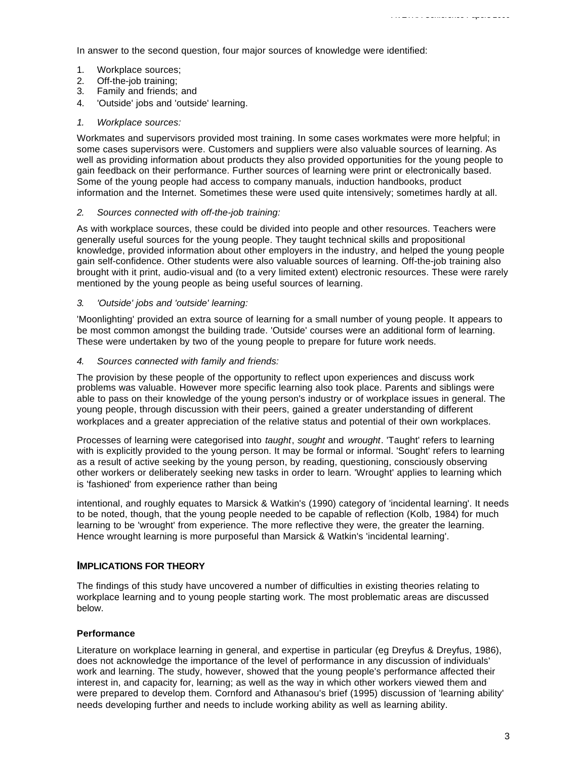In answer to the second question, four major sources of knowledge were identified:

1. Workplace sources;
2. Off-the-job training;
3. Family and friends; and
4. 'Outside' jobs and 'outside' learning.

*1. Workplace sources:*

Workmates and supervisors provided most training. In some cases workmates were more helpful; in some cases supervisors were. Customers and suppliers were also valuable sources of learning. As well as providing information about products they also provided opportunities for the young people to gain feedback on their performance. Further sources of learning were print or electronically based. Some of the young people had access to company manuals, induction handbooks, product information and the Internet. Sometimes these were used quite intensively; sometimes hardly at all.

*2. Sources connected with off-the-job training:*

As with workplace sources, these could be divided into people and other resources. Teachers were generally useful sources for the young people. They taught technical skills and propositional knowledge, provided information about other employers in the industry, and helped the young people gain self-confidence. Other students were also valuable sources of learning. Off-the-job training also brought with it print, audio-visual and (to a very limited extent) electronic resources. These were rarely mentioned by the young people as being useful sources of learning.

*3. 'Outside' jobs and 'outside' learning:*

'Moonlighting' provided an extra source of learning for a small number of young people. It appears to be most common amongst the building trade. 'Outside' courses were an additional form of learning. These were undertaken by two of the young people to prepare for future work needs.

*4. Sources connected with family and friends:*

The provision by these people of the opportunity to reflect upon experiences and discuss work problems was valuable. However more specific learning also took place. Parents and siblings were able to pass on their knowledge of the young person's industry or of workplace issues in general. The young people, through discussion with their peers, gained a greater understanding of different workplaces and a greater appreciation of the relative status and potential of their own workplaces.

Processes of learning were categorised into *taught*, *sought* and *wrought*. 'Taught' refers to learning with is explicitly provided to the young person. It may be formal or informal. 'Sought' refers to learning as a result of active seeking by the young person, by reading, questioning, consciously observing other workers or deliberately seeking new tasks in order to learn. 'Wrought' applies to learning which is 'fashioned' from experience rather than being intentional, and roughly equates to Marsick & Watkin's (1990) category of 'incidental learning'. It needs to be noted, though, that the young people needed to be capable of reflection (Kolb, 1984) for much learning to be 'wrought' from experience. The more reflective they were, the greater the learning. Hence wrought learning is more purposeful than Marsick & Watkin's 'incidental learning'.

## IMPLICATIONS FOR THEORY

The findings of this study have uncovered a number of difficulties in existing theories relating to workplace learning and to young people starting work. The most problematic areas are discussed below.

### Performance

Literature on workplace learning in general, and expertise in particular (eg Dreyfus & Dreyfus, 1986), does not acknowledge the importance of the level of performance in any discussion of individuals' work and learning. The study, however, showed that the young people's performance affected their interest in, and capacity for, learning; as well as the way in which other workers viewed them and were prepared to develop them. Cornford and Athanasou's brief (1995) discussion of 'learning ability' needs developing further and needs to include working ability as well as learning ability.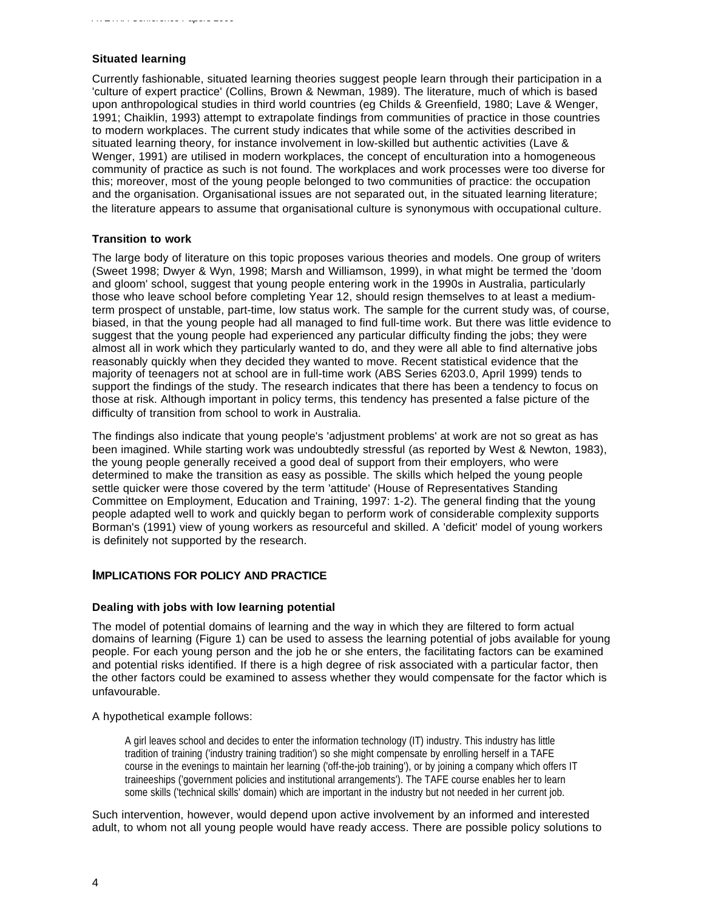### Situated learning

Currently fashionable, situated learning theories suggest people learn through their participation in a 'culture of expert practice' (Collins, Brown & Newman, 1989). The literature, much of which is based upon anthropological studies in third world countries (eg Childs & Greenfield, 1980; Lave & Wenger, 1991; Chaiklin, 1993) attempt to extrapolate findings from communities of practice in those countries to modern workplaces. The current study indicates that while some of the activities described in situated learning theory, for instance involvement in low-skilled but authentic activities (Lave & Wenger, 1991) are utilised in modern workplaces, the concept of enculturation into a homogeneous community of practice as such is not found. The workplaces and work processes were too diverse for this; moreover, most of the young people belonged to two communities of practice: the occupation and the organisation. Organisational issues are not separated out, in the situated learning literature; the literature appears to assume that organisational culture is synonymous with occupational culture.

### Transition to work

The large body of literature on this topic proposes various theories and models. One group of writers (Sweet 1998; Dwyer & Wyn, 1998; Marsh and Williamson, 1999), in what might be termed the 'doom and gloom' school, suggest that young people entering work in the 1990s in Australia, particularly those who leave school before completing Year 12, should resign themselves to at least a medium-term prospect of unstable, part-time, low status work. The sample for the current study was, of course, biased, in that the young people had all managed to find full-time work. But there was little evidence to suggest that the young people had experienced any particular difficulty finding the jobs; they were almost all in work which they particularly wanted to do, and they were all able to find alternative jobs reasonably quickly when they decided they wanted to move. Recent statistical evidence that the majority of teenagers not at school are in full-time work (ABS Series 6203.0, April 1999) tends to support the findings of the study. The research indicates that there has been a tendency to focus on those at risk. Although important in policy terms, this tendency has presented a false picture of the difficulty of transition from school to work in Australia.

The findings also indicate that young people's 'adjustment problems' at work are not so great as has been imagined. While starting work was undoubtedly stressful (as reported by West & Newton, 1983), the young people generally received a good deal of support from their employers, who were determined to make the transition as easy as possible. The skills which helped the young people settle quicker were those covered by the term 'attitude' (House of Representatives Standing Committee on Employment, Education and Training, 1997: 1-2). The general finding that the young people adapted well to work and quickly began to perform work of considerable complexity supports Borman's (1991) view of young workers as resourceful and skilled. A 'deficit' model of young workers is definitely not supported by the research.

## IMPLICATIONS FOR POLICY AND PRACTICE

### Dealing with jobs with low learning potential

The model of potential domains of learning and the way in which they are filtered to form actual domains of learning (Figure 1) can be used to assess the learning potential of jobs available for young people. For each young person and the job he or she enters, the facilitating factors can be examined and potential risks identified. If there is a high degree of risk associated with a particular factor, then the other factors could be examined to assess whether they would compensate for the factor which is unfavourable.

A hypothetical example follows:

> A girl leaves school and decides to enter the information technology (IT) industry. This industry has little tradition of training ('industry training tradition') so she might compensate by enrolling herself in a TAFE course in the evenings to maintain her learning ('off-the-job training'), or by joining a company which offers IT traineeships ('government policies and institutional arrangements'). The TAFE course enables her to learn some skills ('technical skills' domain) which are important in the industry but not needed in her current job.

Such intervention, however, would depend upon active involvement by an informed and interested adult, to whom not all young people would have ready access. There are possible policy solutions to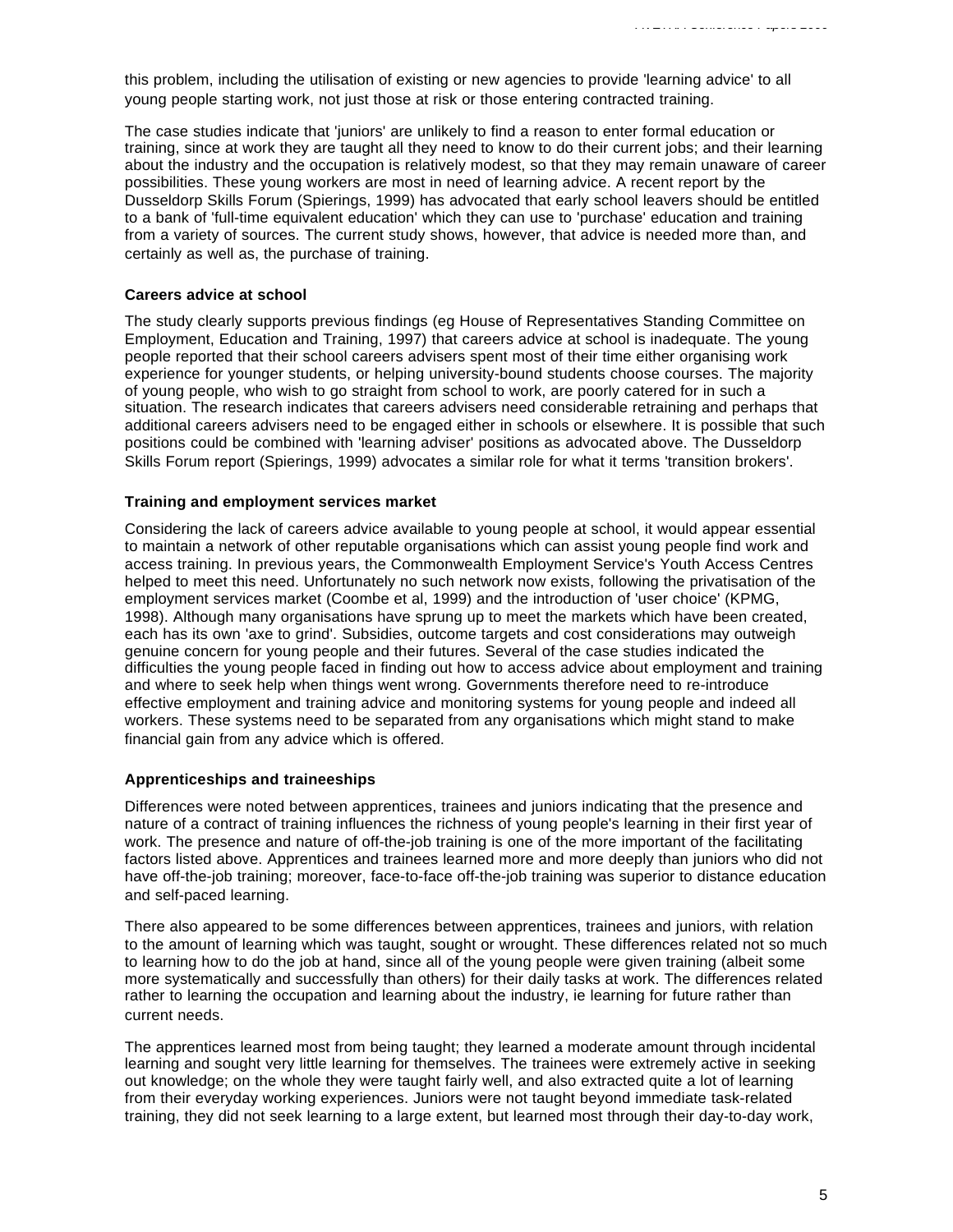this problem, including the utilisation of existing or new agencies to provide 'learning advice' to all young people starting work, not just those at risk or those entering contracted training.

The case studies indicate that 'juniors' are unlikely to find a reason to enter formal education or training, since at work they are taught all they need to know to do their current jobs; and their learning about the industry and the occupation is relatively modest, so that they may remain unaware of career possibilities. These young workers are most in need of learning advice. A recent report by the Dusseldorp Skills Forum (Spierings, 1999) has advocated that early school leavers should be entitled to a bank of 'full-time equivalent education' which they can use to 'purchase' education and training from a variety of sources. The current study shows, however, that advice is needed more than, and certainly as well as, the purchase of training.

**Careers advice at school**

The study clearly supports previous findings (eg House of Representatives Standing Committee on Employment, Education and Training, 1997) that careers advice at school is inadequate. The young people reported that their school careers advisers spent most of their time either organising work experience for younger students, or helping university-bound students choose courses. The majority of young people, who wish to go straight from school to work, are poorly catered for in such a situation. The research indicates that careers advisers need considerable retraining and perhaps that additional careers advisers need to be engaged either in schools or elsewhere. It is possible that such positions could be combined with 'learning adviser' positions as advocated above. The Dusseldorp Skills Forum report (Spierings, 1999) advocates a similar role for what it terms 'transition brokers'.

**Training and employment services market**

Considering the lack of careers advice available to young people at school, it would appear essential to maintain a network of other reputable organisations which can assist young people find work and access training. In previous years, the Commonwealth Employment Service's Youth Access Centres helped to meet this need. Unfortunately no such network now exists, following the privatisation of the employment services market (Coombe et al, 1999) and the introduction of 'user choice' (KPMG, 1998). Although many organisations have sprung up to meet the markets which have been created, each has its own 'axe to grind'. Subsidies, outcome targets and cost considerations may outweigh genuine concern for young people and their futures. Several of the case studies indicated the difficulties the young people faced in finding out how to access advice about employment and training and where to seek help when things went wrong. Governments therefore need to re-introduce effective employment and training advice and monitoring systems for young people and indeed all workers. These systems need to be separated from any organisations which might stand to make financial gain from any advice which is offered.

**Apprenticeships and traineeships**

Differences were noted between apprentices, trainees and juniors indicating that the presence and nature of a contract of training influences the richness of young people's learning in their first year of work. The presence and nature of off-the-job training is one of the more important of the facilitating factors listed above. Apprentices and trainees learned more and more deeply than juniors who did not have off-the-job training; moreover, face-to-face off-the-job training was superior to distance education and self-paced learning.

There also appeared to be some differences between apprentices, trainees and juniors, with relation to the amount of learning which was taught, sought or wrought. These differences related not so much to learning how to do the job at hand, since all of the young people were given training (albeit some more systematically and successfully than others) for their daily tasks at work. The differences related rather to learning the occupation and learning about the industry, ie learning for future rather than current needs.

The apprentices learned most from being taught; they learned a moderate amount through incidental learning and sought very little learning for themselves. The trainees were extremely active in seeking out knowledge; on the whole they were taught fairly well, and also extracted quite a lot of learning from their everyday working experiences. Juniors were not taught beyond immediate task-related training, they did not seek learning to a large extent, but learned most through their day-to-day work,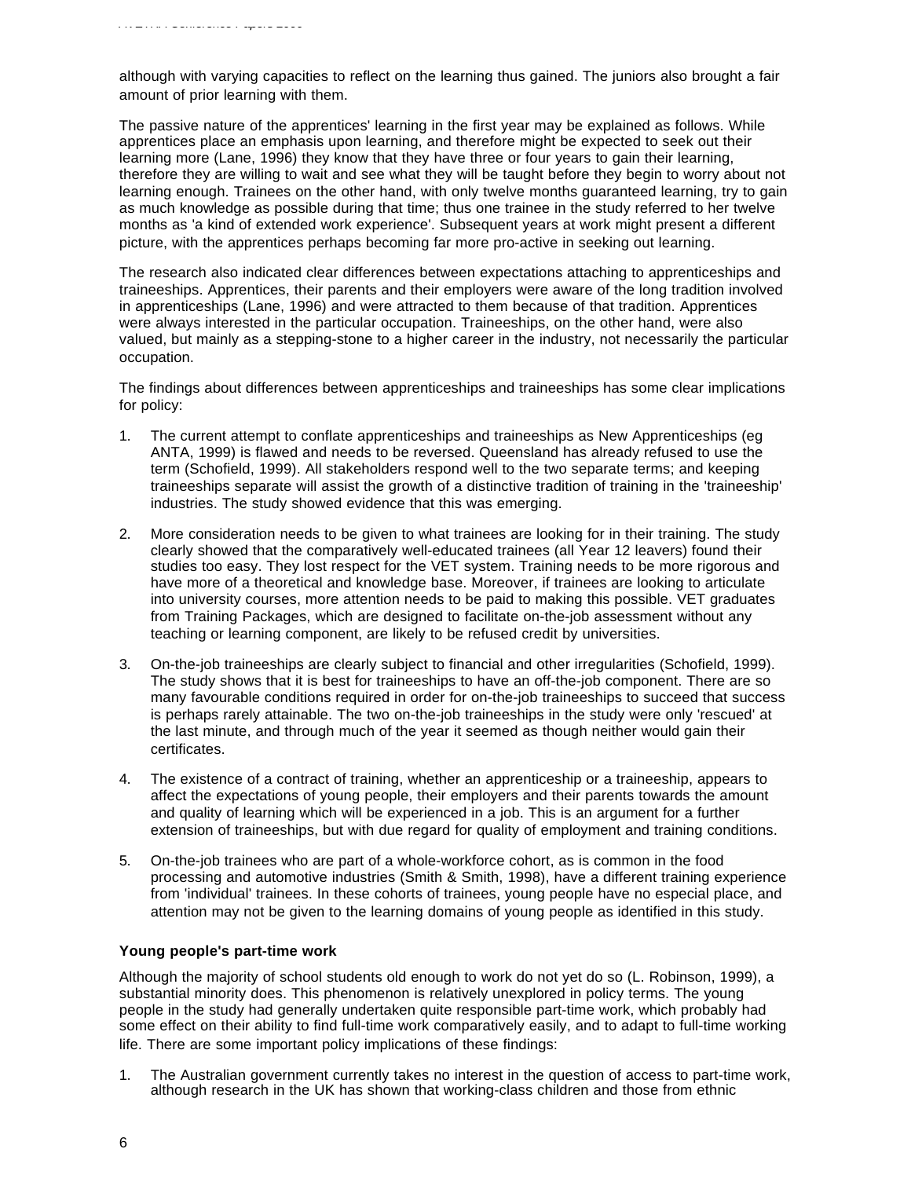although with varying capacities to reflect on the learning thus gained. The juniors also brought a fair amount of prior learning with them.

The passive nature of the apprentices' learning in the first year may be explained as follows. While apprentices place an emphasis upon learning, and therefore might be expected to seek out their learning more (Lane, 1996) they know that they have three or four years to gain their learning, therefore they are willing to wait and see what they will be taught before they begin to worry about not learning enough. Trainees on the other hand, with only twelve months guaranteed learning, try to gain as much knowledge as possible during that time; thus one trainee in the study referred to her twelve months as 'a kind of extended work experience'. Subsequent years at work might present a different picture, with the apprentices perhaps becoming far more pro-active in seeking out learning.

The research also indicated clear differences between expectations attaching to apprenticeships and traineeships. Apprentices, their parents and their employers were aware of the long tradition involved in apprenticeships (Lane, 1996) and were attracted to them because of that tradition. Apprentices were always interested in the particular occupation. Traineeships, on the other hand, were also valued, but mainly as a stepping-stone to a higher career in the industry, not necessarily the particular occupation.

The findings about differences between apprenticeships and traineeships has some clear implications for policy:

1. The current attempt to conflate apprenticeships and traineeships as New Apprenticeships (eg ANTA, 1999) is flawed and needs to be reversed. Queensland has already refused to use the term (Schofield, 1999). All stakeholders respond well to the two separate terms; and keeping traineeships separate will assist the growth of a distinctive tradition of training in the 'traineeship' industries. The study showed evidence that this was emerging.

2. More consideration needs to be given to what trainees are looking for in their training. The study clearly showed that the comparatively well-educated trainees (all Year 12 leavers) found their studies too easy. They lost respect for the VET system. Training needs to be more rigorous and have more of a theoretical and knowledge base. Moreover, if trainees are looking to articulate into university courses, more attention needs to be paid to making this possible. VET graduates from Training Packages, which are designed to facilitate on-the-job assessment without any teaching or learning component, are likely to be refused credit by universities.

3. On-the-job traineeships are clearly subject to financial and other irregularities (Schofield, 1999). The study shows that it is best for traineeships to have an off-the-job component. There are so many favourable conditions required in order for on-the-job traineeships to succeed that success is perhaps rarely attainable. The two on-the-job traineeships in the study were only 'rescued' at the last minute, and through much of the year it seemed as though neither would gain their certificates.

4. The existence of a contract of training, whether an apprenticeship or a traineeship, appears to affect the expectations of young people, their employers and their parents towards the amount and quality of learning which will be experienced in a job. This is an argument for a further extension of traineeships, but with due regard for quality of employment and training conditions.

5. On-the-job trainees who are part of a whole-workforce cohort, as is common in the food processing and automotive industries (Smith & Smith, 1998), have a different training experience from 'individual' trainees. In these cohorts of trainees, young people have no especial place, and attention may not be given to the learning domains of young people as identified in this study.

### Young people's part-time work

Although the majority of school students old enough to work do not yet do so (L. Robinson, 1999), a substantial minority does. This phenomenon is relatively unexplored in policy terms. The young people in the study had generally undertaken quite responsible part-time work, which probably had some effect on their ability to find full-time work comparatively easily, and to adapt to full-time working life. There are some important policy implications of these findings:

1. The Australian government currently takes no interest in the question of access to part-time work, although research in the UK has shown that working-class children and those from ethnic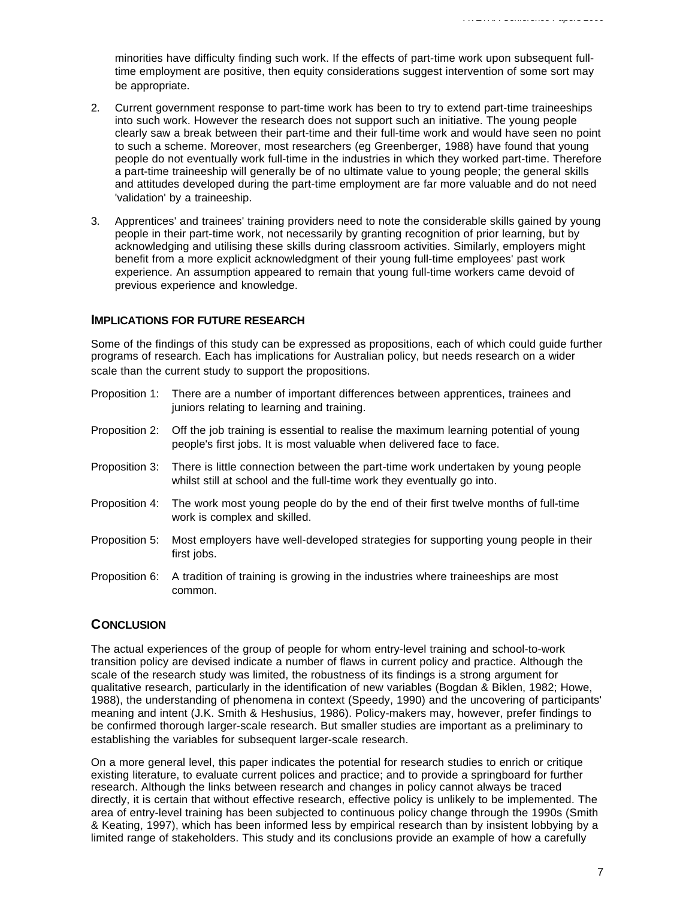minorities have difficulty finding such work. If the effects of part-time work upon subsequent full-time employment are positive, then equity considerations suggest intervention of some sort may be appropriate.

2. Current government response to part-time work has been to try to extend part-time traineeships into such work. However the research does not support such an initiative. The young people clearly saw a break between their part-time and their full-time work and would have seen no point to such a scheme. Moreover, most researchers (eg Greenberger, 1988) have found that young people do not eventually work full-time in the industries in which they worked part-time. Therefore a part-time traineeship will generally be of no ultimate value to young people; the general skills and attitudes developed during the part-time employment are far more valuable and do not need 'validation' by a traineeship.

3. Apprentices' and trainees' training providers need to note the considerable skills gained by young people in their part-time work, not necessarily by granting recognition of prior learning, but by acknowledging and utilising these skills during classroom activities. Similarly, employers might benefit from a more explicit acknowledgment of their young full-time employees' past work experience. An assumption appeared to remain that young full-time workers came devoid of previous experience and knowledge.

## IMPLICATIONS FOR FUTURE RESEARCH

Some of the findings of this study can be expressed as propositions, each of which could guide further programs of research. Each has implications for Australian policy, but needs research on a wider scale than the current study to support the propositions.

Proposition 1: There are a number of important differences between apprentices, trainees and juniors relating to learning and training.

Proposition 2: Off the job training is essential to realise the maximum learning potential of young people's first jobs. It is most valuable when delivered face to face.

Proposition 3: There is little connection between the part-time work undertaken by young people whilst still at school and the full-time work they eventually go into.

Proposition 4: The work most young people do by the end of their first twelve months of full-time work is complex and skilled.

Proposition 5: Most employers have well-developed strategies for supporting young people in their first jobs.

Proposition 6: A tradition of training is growing in the industries where traineeships are most common.

## CONCLUSION

The actual experiences of the group of people for whom entry-level training and school-to-work transition policy are devised indicate a number of flaws in current policy and practice. Although the scale of the research study was limited, the robustness of its findings is a strong argument for qualitative research, particularly in the identification of new variables (Bogdan & Biklen, 1982; Howe, 1988), the understanding of phenomena in context (Speedy, 1990) and the uncovering of participants' meaning and intent (J.K. Smith & Heshusius, 1986). Policy-makers may, however, prefer findings to be confirmed thorough larger-scale research. But smaller studies are important as a preliminary to establishing the variables for subsequent larger-scale research.

On a more general level, this paper indicates the potential for research studies to enrich or critique existing literature, to evaluate current polices and practice; and to provide a springboard for further research. Although the links between research and changes in policy cannot always be traced directly, it is certain that without effective research, effective policy is unlikely to be implemented. The area of entry-level training has been subjected to continuous policy change through the 1990s (Smith & Keating, 1997), which has been informed less by empirical research than by insistent lobbying by a limited range of stakeholders. This study and its conclusions provide an example of how a carefully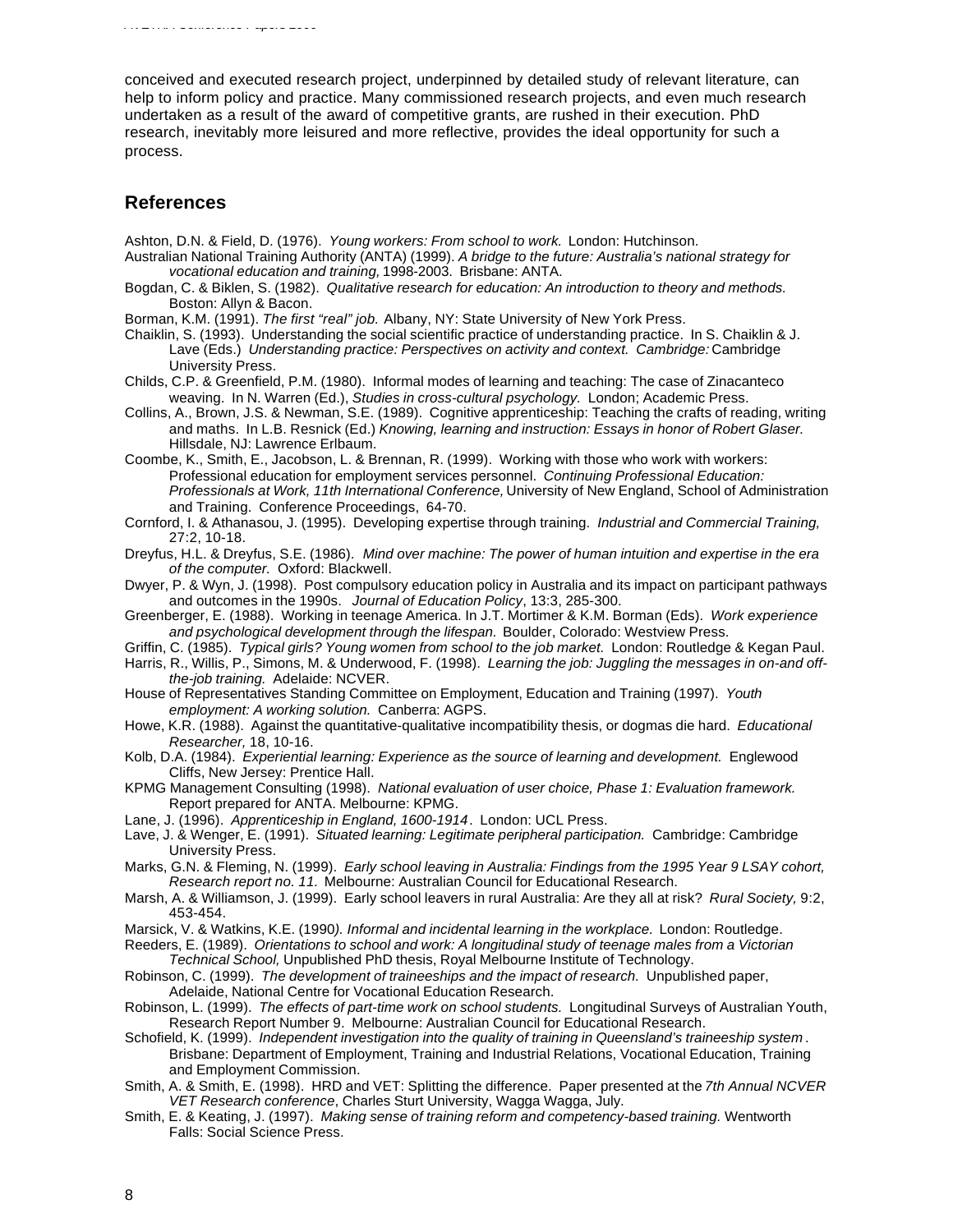conceived and executed research project, underpinned by detailed study of relevant literature, can help to inform policy and practice. Many commissioned research projects, and even much research undertaken as a result of the award of competitive grants, are rushed in their execution. PhD research, inevitably more leisured and more reflective, provides the ideal opportunity for such a process.

## References

Ashton, D.N. & Field, D. (1976). *Young workers: From school to work.* London: Hutchinson.

Australian National Training Authority (ANTA) (1999). *A bridge to the future: Australia's national strategy for vocational education and training,* 1998-2003. Brisbane: ANTA.

Bogdan, C. & Biklen, S. (1982). *Qualitative research for education: An introduction to theory and methods.* Boston: Allyn & Bacon.

Borman, K.M. (1991). *The first "real" job.* Albany, NY: State University of New York Press.

Chaiklin, S. (1993). Understanding the social scientific practice of understanding practice. In S. Chaiklin & J. Lave (Eds.) *Understanding practice: Perspectives on activity and context. Cambridge:* Cambridge University Press.

Childs, C.P. & Greenfield, P.M. (1980). Informal modes of learning and teaching: The case of Zinacanteco weaving. In N. Warren (Ed.), *Studies in cross-cultural psychology.* London; Academic Press.

Collins, A., Brown, J.S. & Newman, S.E. (1989). Cognitive apprenticeship: Teaching the crafts of reading, writing and maths. In L.B. Resnick (Ed.) *Knowing, learning and instruction: Essays in honor of Robert Glaser.* Hillsdale, NJ: Lawrence Erlbaum.

Coombe, K., Smith, E., Jacobson, L. & Brennan, R. (1999). Working with those who work with workers: Professional education for employment services personnel. *Continuing Professional Education: Professionals at Work, 11th International Conference,* University of New England, School of Administration and Training. Conference Proceedings, 64-70.

Cornford, I. & Athanasou, J. (1995). Developing expertise through training. *Industrial and Commercial Training,* 27:2, 10-18.

Dreyfus, H.L. & Dreyfus, S.E. (1986). *Mind over machine: The power of human intuition and expertise in the era of the computer.* Oxford: Blackwell.

Dwyer, P. & Wyn, J. (1998). Post compulsory education policy in Australia and its impact on participant pathways and outcomes in the 1990s. *Journal of Education Policy*, 13:3, 285-300.

Greenberger, E. (1988). Working in teenage America. In J.T. Mortimer & K.M. Borman (Eds). *Work experience and psychological development through the lifespan.* Boulder, Colorado: Westview Press.

Griffin, C. (1985). *Typical girls? Young women from school to the job market.* London: Routledge & Kegan Paul.

Harris, R., Willis, P., Simons, M. & Underwood, F. (1998). *Learning the job: Juggling the messages in on-and off-the-job training.* Adelaide: NCVER.

House of Representatives Standing Committee on Employment, Education and Training (1997). *Youth employment: A working solution.* Canberra: AGPS.

Howe, K.R. (1988). Against the quantitative-qualitative incompatibility thesis, or dogmas die hard. *Educational Researcher,* 18, 10-16.

Kolb, D.A. (1984). *Experiential learning: Experience as the source of learning and development.* Englewood Cliffs, New Jersey: Prentice Hall.

KPMG Management Consulting (1998). *National evaluation of user choice, Phase 1: Evaluation framework.* Report prepared for ANTA. Melbourne: KPMG.

Lane, J. (1996). *Apprenticeship in England, 1600-1914*. London: UCL Press.

Lave, J. & Wenger, E. (1991). *Situated learning: Legitimate peripheral participation.* Cambridge: Cambridge University Press.

Marks, G.N. & Fleming, N. (1999). *Early school leaving in Australia: Findings from the 1995 Year 9 LSAY cohort, Research report no. 11.* Melbourne: Australian Council for Educational Research.

Marsh, A. & Williamson, J. (1999). Early school leavers in rural Australia: Are they all at risk? *Rural Society,* 9:2, 453-454.

Marsick, V. & Watkins, K.E. (1990*). Informal and incidental learning in the workplace.* London: Routledge.

Reeders, E. (1989). *Orientations to school and work: A longitudinal study of teenage males from a Victorian Technical School,* Unpublished PhD thesis, Royal Melbourne Institute of Technology.

Robinson, C. (1999). *The development of traineeships and the impact of research.* Unpublished paper, Adelaide, National Centre for Vocational Education Research.

Robinson, L. (1999). *The effects of part-time work on school students.* Longitudinal Surveys of Australian Youth, Research Report Number 9. Melbourne: Australian Council for Educational Research.

Schofield, K. (1999). *Independent investigation into the quality of training in Queensland's traineeship system*. Brisbane: Department of Employment, Training and Industrial Relations, Vocational Education, Training and Employment Commission.

Smith, A. & Smith, E. (1998). HRD and VET: Splitting the difference. Paper presented at the *7th Annual NCVER VET Research conference*, Charles Sturt University, Wagga Wagga, July.

Smith, E. & Keating, J. (1997). *Making sense of training reform and competency-based training.* Wentworth Falls: Social Science Press.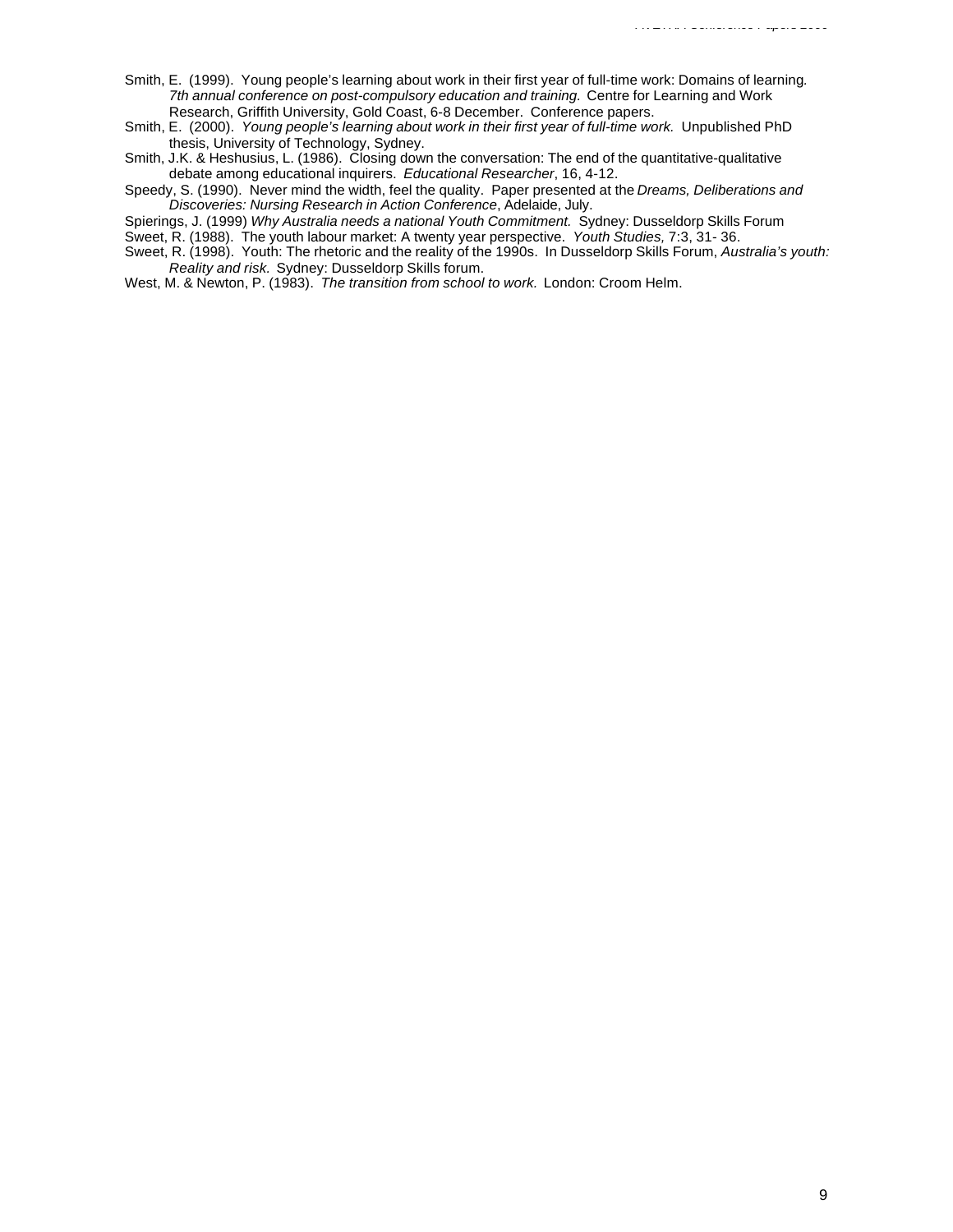Smith, E. (1999). Young people's learning about work in their first year of full-time work: Domains of learning. *7th annual conference on post-compulsory education and training.* Centre for Learning and Work Research, Griffith University, Gold Coast, 6-8 December. Conference papers.

Smith, E. (2000). *Young people's learning about work in their first year of full-time work.* Unpublished PhD thesis, University of Technology, Sydney.

Smith, J.K. & Heshusius, L. (1986). Closing down the conversation: The end of the quantitative-qualitative debate among educational inquirers. *Educational Researcher*, 16, 4-12.

Speedy, S. (1990). Never mind the width, feel the quality. Paper presented at the *Dreams, Deliberations and Discoveries: Nursing Research in Action Conference*, Adelaide, July.

Spierings, J. (1999) *Why Australia needs a national Youth Commitment.* Sydney: Dusseldorp Skills Forum

Sweet, R. (1988). The youth labour market: A twenty year perspective. *Youth Studies,* 7:3, 31- 36.

Sweet, R. (1998). Youth: The rhetoric and the reality of the 1990s. In Dusseldorp Skills Forum, *Australia's youth: Reality and risk.* Sydney: Dusseldorp Skills forum.

West, M. & Newton, P. (1983). *The transition from school to work.* London: Croom Helm.